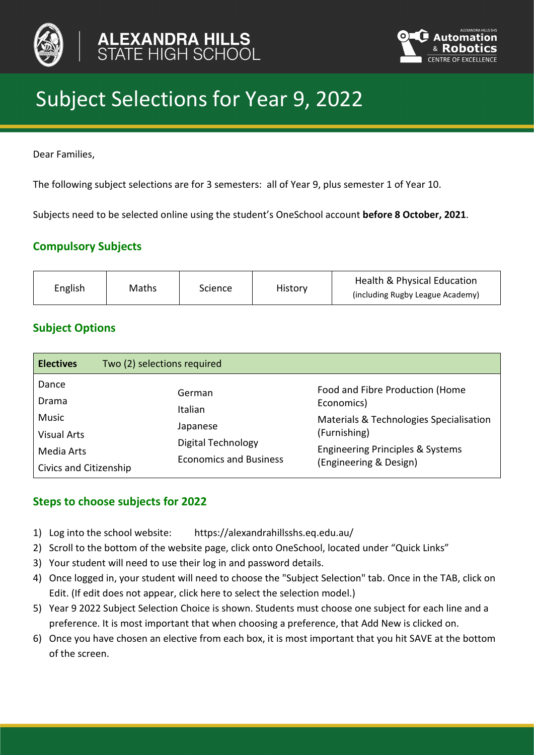ALEXANDRA HILLS STATE HIGH SCHOOL

ALEXANDRA HILLS SHS Automation & Robotics CENTRE OF EXCELLENCE

# Subject Selections for Year 9, 2022

Dear Families,

The following subject selections are for 3 semesters: all of Year 9, plus semester 1 of Year 10.

Subjects need to be selected online using the student's OneSchool account **before 8 October, 2021**.

## Compulsory Subjects

| English | Maths | Science | History | Health & Physical Education (including Rugby League Academy) |
|---|---|---|---|---|

## Subject Options

| **Electives** Two (2) selections required | | |
|---|---|---|
| Dance | German | Food and Fibre Production (Home Economics) |
| Drama | Italian | Materials & Technologies Specialisation (Furnishing) |
| Music | Japanese | Engineering Principles & Systems (Engineering & Design) |
| Visual Arts | Digital Technology | |
| Media Arts | Economics and Business | |
| Civics and Citizenship | | |

## Steps to choose subjects for 2022

1) Log into the school website: https://alexandrahillsshs.eq.edu.au/
2) Scroll to the bottom of the website page, click onto OneSchool, located under "Quick Links"
3) Your student will need to use their log in and password details.
4) Once logged in, your student will need to choose the "Subject Selection" tab. Once in the TAB, click on Edit. (If edit does not appear, click here to select the selection model.)
5) Year 9 2022 Subject Selection Choice is shown. Students must choose one subject for each line and a preference. It is most important that when choosing a preference, that Add New is clicked on.
6) Once you have chosen an elective from each box, it is most important that you hit SAVE at the bottom of the screen.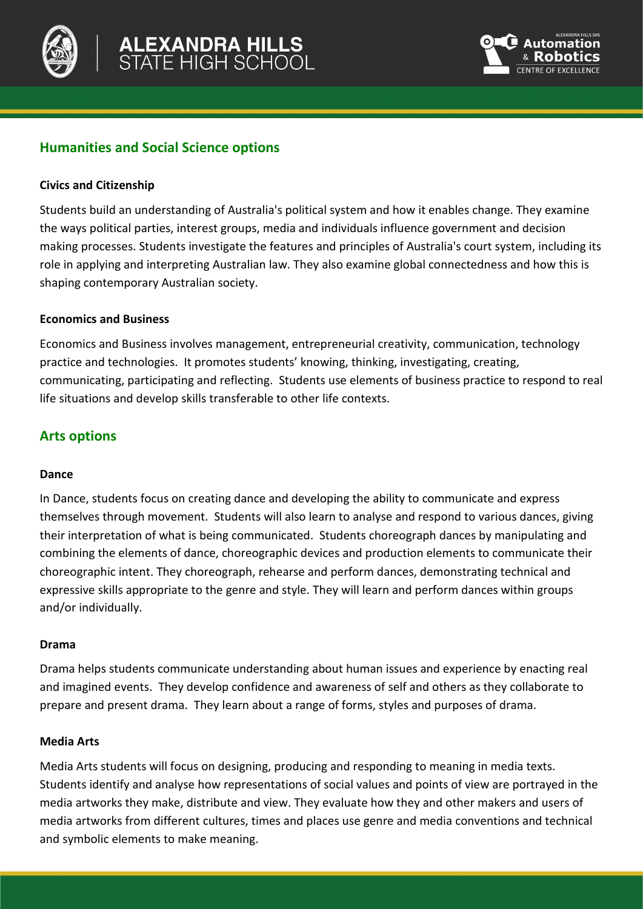## Humanities and Social Science options

### Civics and Citizenship

Students build an understanding of Australia's political system and how it enables change. They examine the ways political parties, interest groups, media and individuals influence government and decision making processes. Students investigate the features and principles of Australia's court system, including its role in applying and interpreting Australian law. They also examine global connectedness and how this is shaping contemporary Australian society.

### Economics and Business

Economics and Business involves management, entrepreneurial creativity, communication, technology practice and technologies. It promotes students' knowing, thinking, investigating, creating, communicating, participating and reflecting. Students use elements of business practice to respond to real life situations and develop skills transferable to other life contexts.

## Arts options

### Dance

In Dance, students focus on creating dance and developing the ability to communicate and express themselves through movement. Students will also learn to analyse and respond to various dances, giving their interpretation of what is being communicated. Students choreograph dances by manipulating and combining the elements of dance, choreographic devices and production elements to communicate their choreographic intent. They choreograph, rehearse and perform dances, demonstrating technical and expressive skills appropriate to the genre and style. They will learn and perform dances within groups and/or individually.

### Drama

Drama helps students communicate understanding about human issues and experience by enacting real and imagined events. They develop confidence and awareness of self and others as they collaborate to prepare and present drama. They learn about a range of forms, styles and purposes of drama.

### Media Arts

Media Arts students will focus on designing, producing and responding to meaning in media texts. Students identify and analyse how representations of social values and points of view are portrayed in the media artworks they make, distribute and view. They evaluate how they and other makers and users of media artworks from different cultures, times and places use genre and media conventions and technical and symbolic elements to make meaning.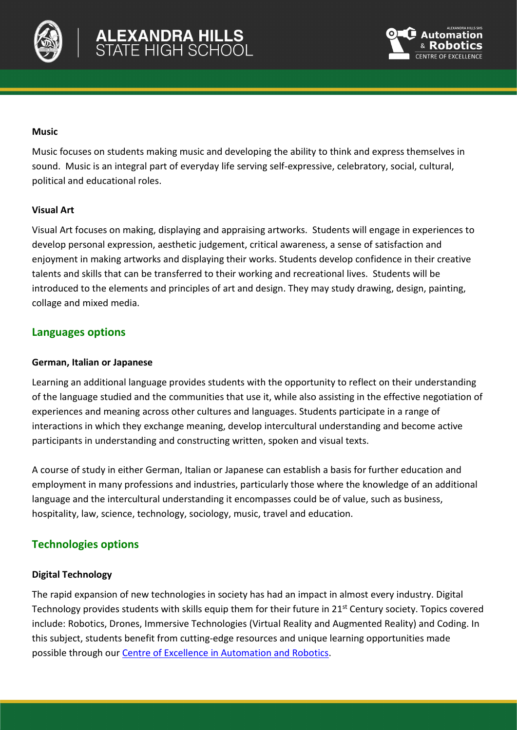### Music

Music focuses on students making music and developing the ability to think and express themselves in sound. Music is an integral part of everyday life serving self-expressive, celebratory, social, cultural, political and educational roles.

### Visual Art

Visual Art focuses on making, displaying and appraising artworks. Students will engage in experiences to develop personal expression, aesthetic judgement, critical awareness, a sense of satisfaction and enjoyment in making artworks and displaying their works. Students develop confidence in their creative talents and skills that can be transferred to their working and recreational lives. Students will be introduced to the elements and principles of art and design. They may study drawing, design, painting, collage and mixed media.

## Languages options

### German, Italian or Japanese

Learning an additional language provides students with the opportunity to reflect on their understanding of the language studied and the communities that use it, while also assisting in the effective negotiation of experiences and meaning across other cultures and languages. Students participate in a range of interactions in which they exchange meaning, develop intercultural understanding and become active participants in understanding and constructing written, spoken and visual texts.

A course of study in either German, Italian or Japanese can establish a basis for further education and employment in many professions and industries, particularly those where the knowledge of an additional language and the intercultural understanding it encompasses could be of value, such as business, hospitality, law, science, technology, sociology, music, travel and education.

## Technologies options

### Digital Technology

The rapid expansion of new technologies in society has had an impact in almost every industry. Digital Technology provides students with skills equip them for their future in 21st Century society. Topics covered include: Robotics, Drones, Immersive Technologies (Virtual Reality and Augmented Reality) and Coding. In this subject, students benefit from cutting-edge resources and unique learning opportunities made possible through our Centre of Excellence in Automation and Robotics.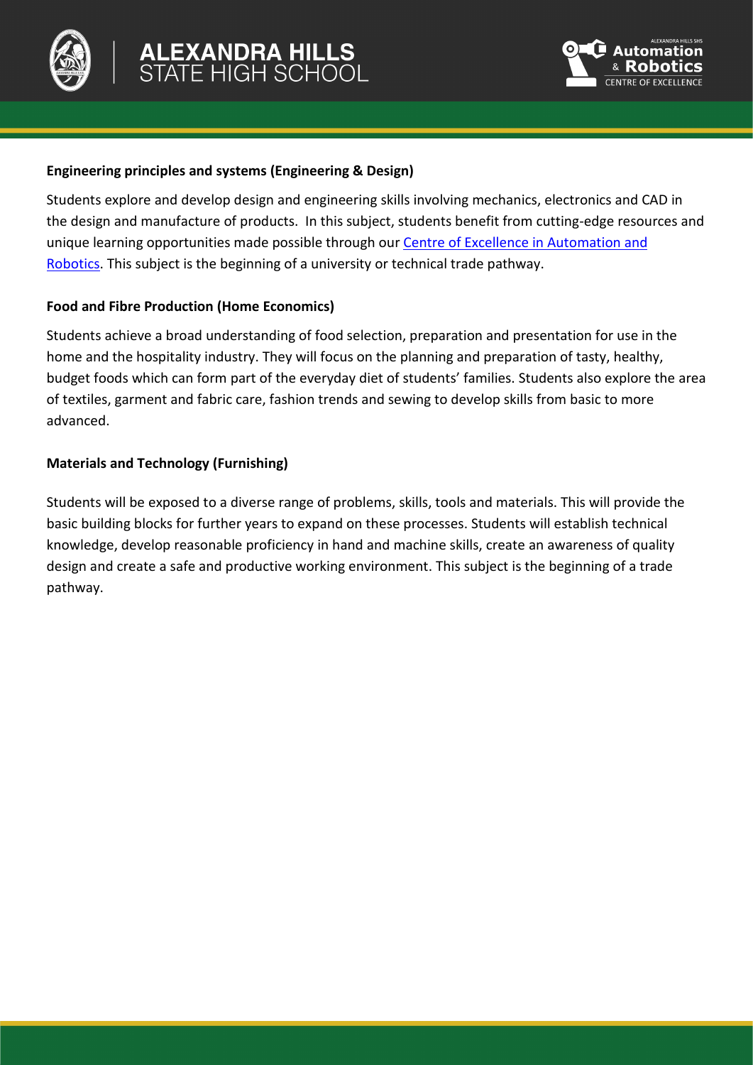**Engineering principles and systems (Engineering & Design)**

Students explore and develop design and engineering skills involving mechanics, electronics and CAD in the design and manufacture of products. In this subject, students benefit from cutting-edge resources and unique learning opportunities made possible through our Centre of Excellence in Automation and Robotics. This subject is the beginning of a university or technical trade pathway.

**Food and Fibre Production (Home Economics)**

Students achieve a broad understanding of food selection, preparation and presentation for use in the home and the hospitality industry. They will focus on the planning and preparation of tasty, healthy, budget foods which can form part of the everyday diet of students' families. Students also explore the area of textiles, garment and fabric care, fashion trends and sewing to develop skills from basic to more advanced.

**Materials and Technology (Furnishing)**

Students will be exposed to a diverse range of problems, skills, tools and materials. This will provide the basic building blocks for further years to expand on these processes. Students will establish technical knowledge, develop reasonable proficiency in hand and machine skills, create an awareness of quality design and create a safe and productive working environment. This subject is the beginning of a trade pathway.